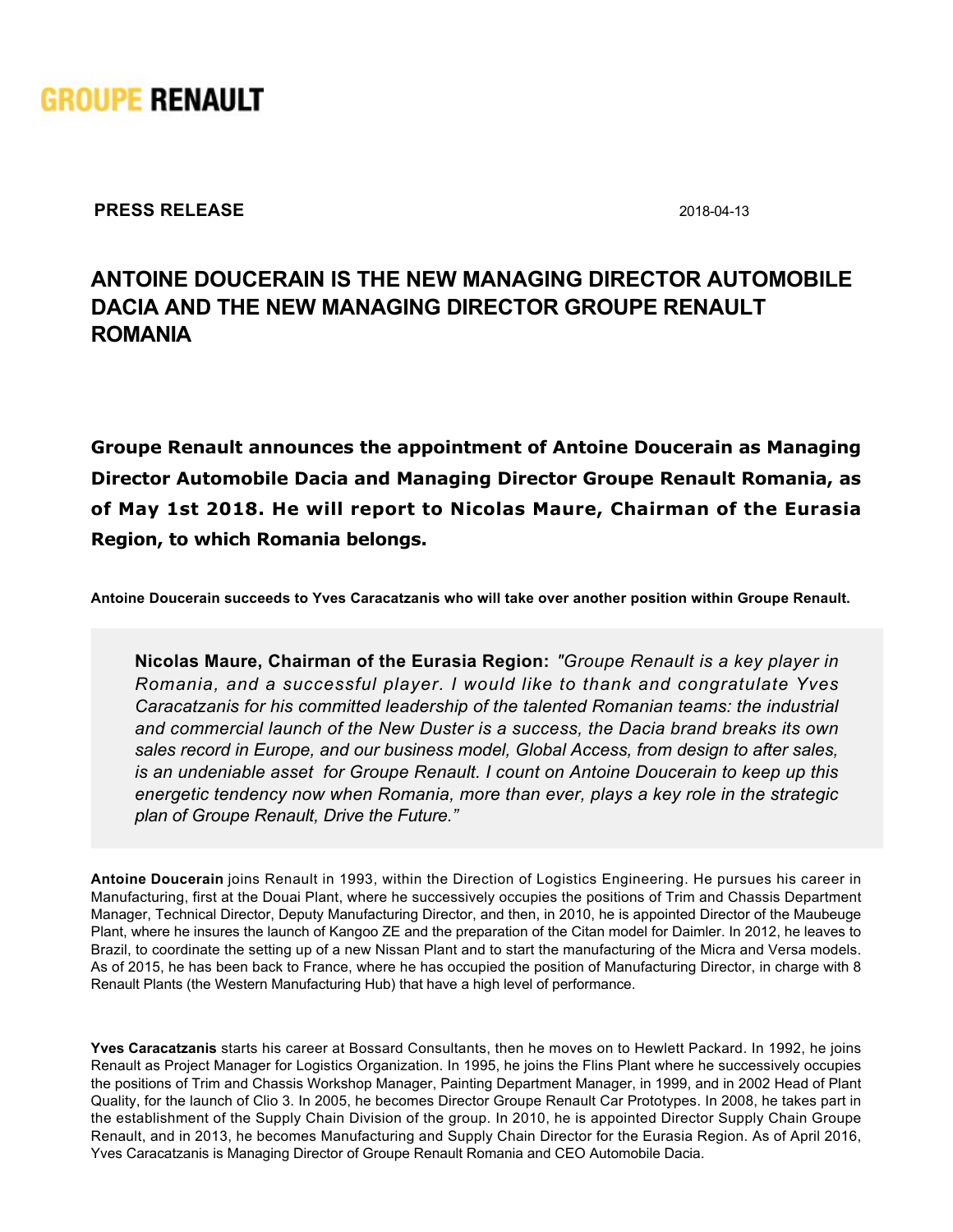GROUPE RENAULT

**PRESS RELEASE** 2018-04-13

# ANTOINE DOUCERAIN IS THE NEW MANAGING DIRECTOR AUTOMOBILE DACIA AND THE NEW MANAGING DIRECTOR GROUPE RENAULT ROMANIA

**Groupe Renault announces the appointment of Antoine Doucerain as Managing Director Automobile Dacia and Managing Director Groupe Renault Romania, as of May 1st 2018. He will report to Nicolas Maure, Chairman of the Eurasia Region, to which Romania belongs.**

**Antoine Doucerain succeeds to Yves Caracatzanis who will take over another position within Groupe Renault.**

> **Nicolas Maure, Chairman of the Eurasia Region:** *"Groupe Renault is a key player in Romania, and a successful player. I would like to thank and congratulate Yves Caracatzanis for his committed leadership of the talented Romanian teams: the industrial and commercial launch of the New Duster is a success, the Dacia brand breaks its own sales record in Europe, and our business model, Global Access, from design to after sales, is an undeniable asset for Groupe Renault. I count on Antoine Doucerain to keep up this energetic tendency now when Romania, more than ever, plays a key role in the strategic plan of Groupe Renault, Drive the Future."*

**Antoine Doucerain** joins Renault in 1993, within the Direction of Logistics Engineering. He pursues his career in Manufacturing, first at the Douai Plant, where he successively occupies the positions of Trim and Chassis Department Manager, Technical Director, Deputy Manufacturing Director, and then, in 2010, he is appointed Director of the Maubeuge Plant, where he insures the launch of Kangoo ZE and the preparation of the Citan model for Daimler. In 2012, he leaves to Brazil, to coordinate the setting up of a new Nissan Plant and to start the manufacturing of the Micra and Versa models. As of 2015, he has been back to France, where he has occupied the position of Manufacturing Director, in charge with 8 Renault Plants (the Western Manufacturing Hub) that have a high level of performance.

**Yves Caracatzanis** starts his career at Bossard Consultants, then he moves on to Hewlett Packard. In 1992, he joins Renault as Project Manager for Logistics Organization. In 1995, he joins the Flins Plant where he successively occupies the positions of Trim and Chassis Workshop Manager, Painting Department Manager, in 1999, and in 2002 Head of Plant Quality, for the launch of Clio 3. In 2005, he becomes Director Groupe Renault Car Prototypes. In 2008, he takes part in the establishment of the Supply Chain Division of the group. In 2010, he is appointed Director Supply Chain Groupe Renault, and in 2013, he becomes Manufacturing and Supply Chain Director for the Eurasia Region. As of April 2016, Yves Caracatzanis is Managing Director of Groupe Renault Romania and CEO Automobile Dacia.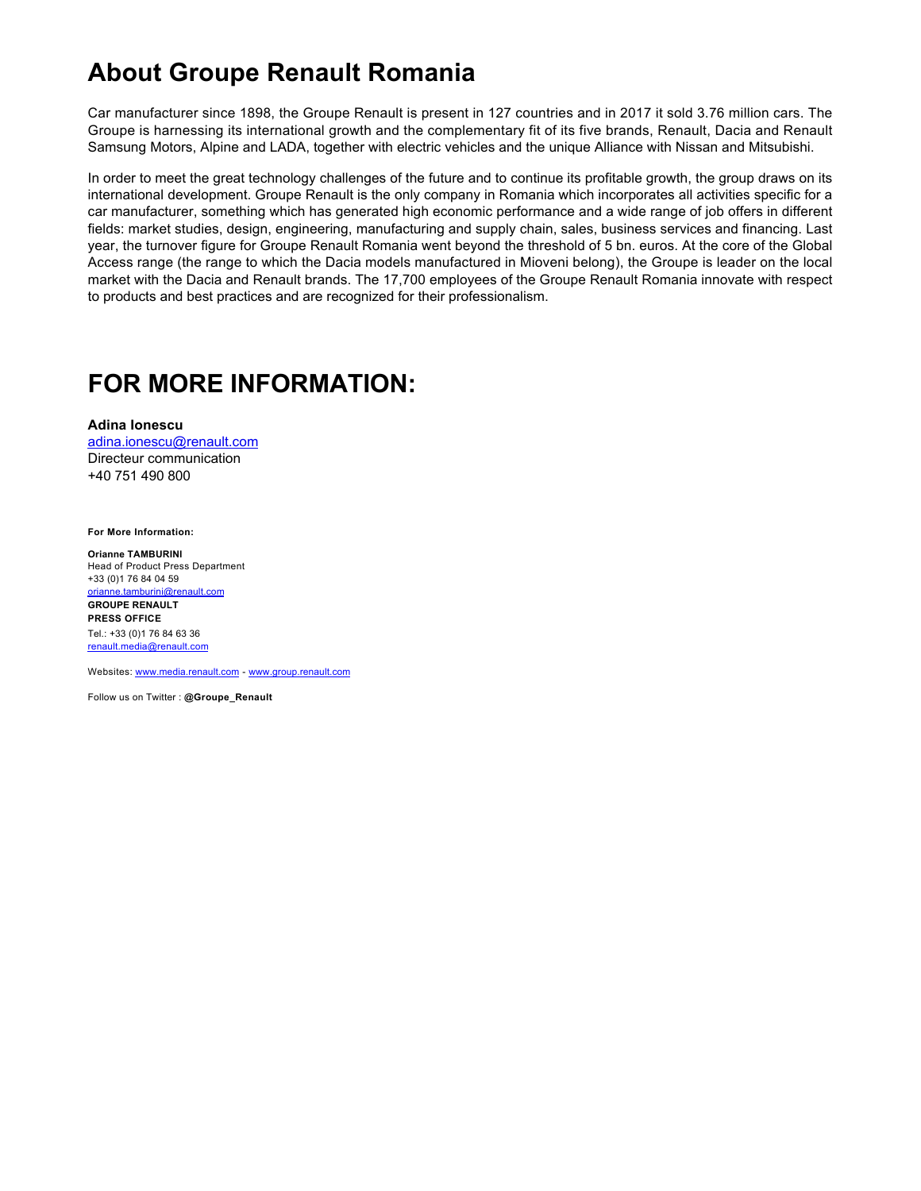# About Groupe Renault Romania

Car manufacturer since 1898, the Groupe Renault is present in 127 countries and in 2017 it sold 3.76 million cars. The Groupe is harnessing its international growth and the complementary fit of its five brands, Renault, Dacia and Renault Samsung Motors, Alpine and LADA, together with electric vehicles and the unique Alliance with Nissan and Mitsubishi.

In order to meet the great technology challenges of the future and to continue its profitable growth, the group draws on its international development. Groupe Renault is the only company in Romania which incorporates all activities specific for a car manufacturer, something which has generated high economic performance and a wide range of job offers in different fields: market studies, design, engineering, manufacturing and supply chain, sales, business services and financing. Last year, the turnover figure for Groupe Renault Romania went beyond the threshold of 5 bn. euros. At the core of the Global Access range (the range to which the Dacia models manufactured in Mioveni belong), the Groupe is leader on the local market with the Dacia and Renault brands. The 17,700 employees of the Groupe Renault Romania innovate with respect to products and best practices and are recognized for their professionalism.

# FOR MORE INFORMATION:

**Adina Ionescu**
adina.ionescu@renault.com
Directeur communication
+40 751 490 800

**For More Information:**

**Orianne TAMBURINI**
Head of Product Press Department
+33 (0)1 76 84 04 59
orianne.tamburini@renault.com
**GROUPE RENAULT**
**PRESS OFFICE**
Tel.: +33 (0)1 76 84 63 36
renault.media@renault.com

Websites: www.media.renault.com - www.group.renault.com

Follow us on Twitter : **@Groupe_Renault**